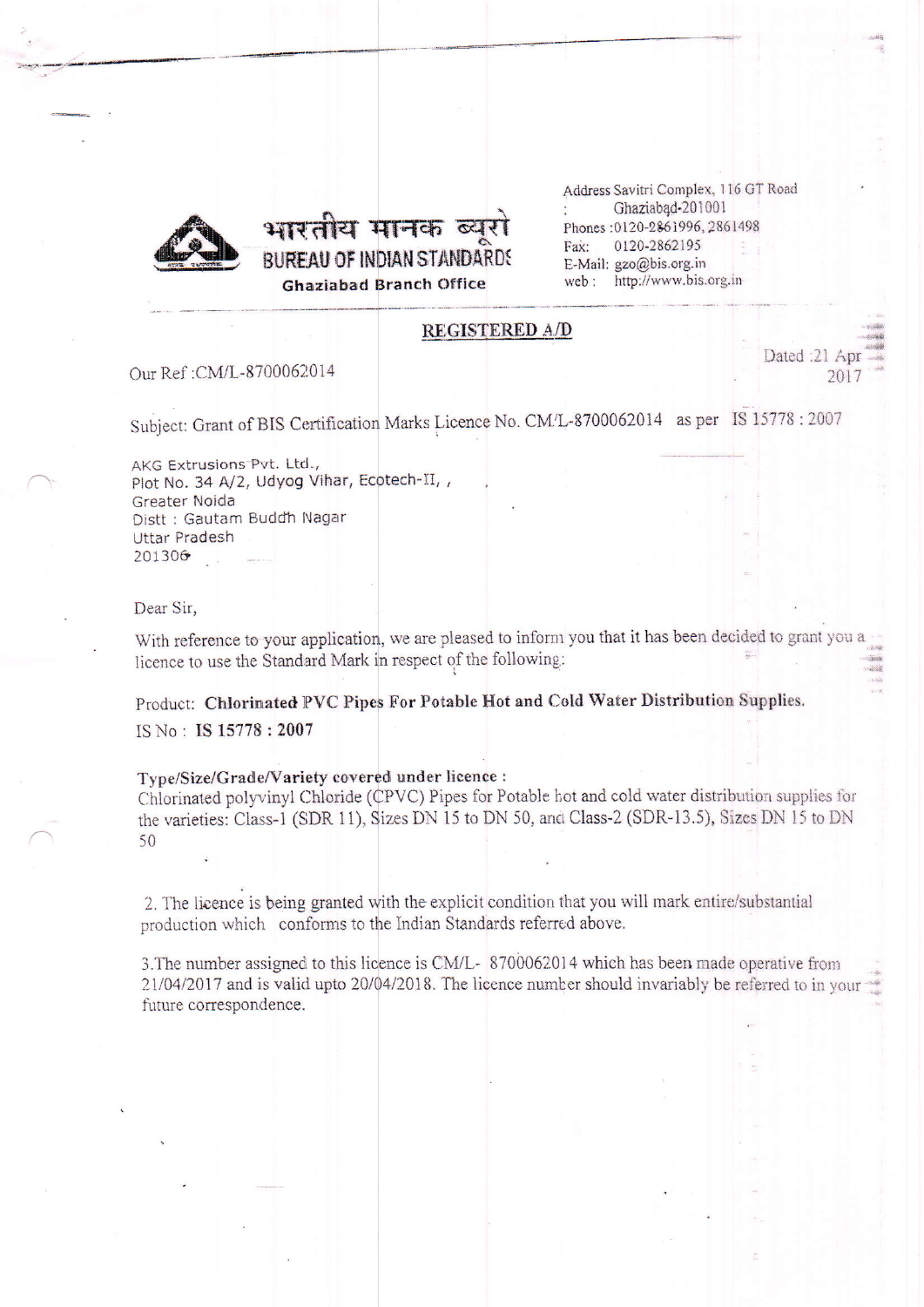भारतीय मानक ब्यूरो

BUREAU OF INDIAN STANDARDS

Ghaziabad Branch Office

Address : Savitri Complex, 116 GT Road Ghaziabad-201001

Phones : 0120-2861996, 2861498

Fax: 0120-2862195

E-Mail: gzo@bis.org.in

web : http://www.bis.org.in

**REGISTERED A/D**

Our Ref :CM/L-8700062014

Dated :21 Apr 2017

Subject: Grant of BIS Certification Marks Licence No. CM/L-8700062014 as per IS 15778 : 2007

AKG Extrusions Pvt. Ltd.,
Plot No. 34 A/2, Udyog Vihar, Ecotech-II, ,
Greater Noida
Distt : Gautam Buddh Nagar
Uttar Pradesh
201306

Dear Sir,

With reference to your application, we are pleased to inform you that it has been decided to grant you a licence to use the Standard Mark in respect of the following:

Product: **Chlorinated PVC Pipes For Potable Hot and Cold Water Distribution Supplies.**

IS No : **IS 15778 : 2007**

**Type/Size/Grade/Variety covered under licence :**

Chlorinated polyvinyl Chloride (CPVC) Pipes for Potable hot and cold water distribution supplies for the varieties: Class-1 (SDR 11), Sizes DN 15 to DN 50, and Class-2 (SDR-13.5), Sizes DN 15 to DN 50

2. The licence is being granted with the explicit condition that you will mark entire/substantial production which conforms to the Indian Standards referred above.

3.The number assigned to this licence is CM/L- 8700062014 which has been made operative from 21/04/2017 and is valid upto 20/04/2018. The licence number should invariably be referred to in your future correspondence.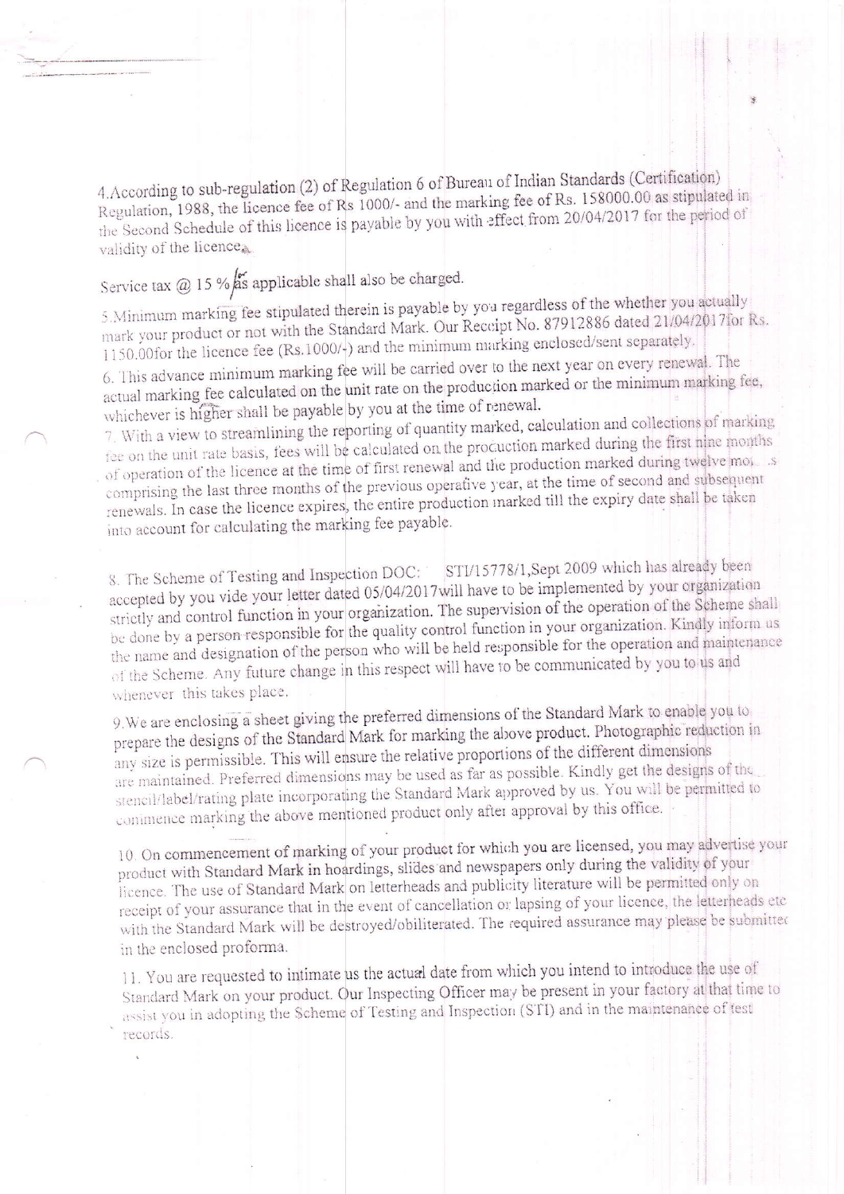4.According to sub-regulation (2) of Regulation 6 of Bureau of Indian Standards (Certification) Regulation, 1988, the licence fee of Rs 1000/- and the marking fee of Rs. 158000.00 as stipulated in the Second Schedule of this licence is payable by you with effect from 20/04/2017 for the period of validity of the licence.

Service tax @ 15 % or as applicable shall also be charged.

5.Minimum marking fee stipulated therein is payable by you regardless of the whether you actually mark your product or not with the Standard Mark. Our Receipt No. 87912886 dated 21/04/2017for Rs. 1150.00for the licence fee (Rs.1000/-) and the minimum marking enclosed/sent separately.

6. This advance minimum marking fee will be carried over to the next year on every renewal. The actual marking fee calculated on the unit rate on the production marked or the minimum marking fee, whichever is higher shall be payable by you at the time of renewal.

7. With a view to streamlining the reporting of quantity marked, calculation and collections of marking fee on the unit rate basis, fees will be calculated on the production marked during the first nine months of operation of the licence at the time of first renewal and the production marked during twelve mo...s comprising the last three months of the previous operative year, at the time of second and subsequent renewals. In case the licence expires, the entire production marked till the expiry date shall be taken into account for calculating the marking fee payable.

8. The Scheme of Testing and Inspection DOC: STI/15778/1,Sept 2009 which has already been accepted by you vide your letter dated 05/04/2017will have to be implemented by your organization strictly and control function in your organization. The supervision of the operation of the Scheme shall be done by a person responsible for the quality control function in your organization. Kindly inform us the name and designation of the person who will be held responsible for the operation and maintenance of the Scheme. Any future change in this respect will have to be communicated by you to us and whenever this takes place.

9.We are enclosing a sheet giving the preferred dimensions of the Standard Mark to enable you to prepare the designs of the Standard Mark for marking the above product. Photographic reduction in any size is permissible. This will ensure the relative proportions of the different dimensions are maintained. Preferred dimensions may be used as far as possible. Kindly get the designs of the stencil/label/rating plate incorporating the Standard Mark approved by us. You will be permitted to commence marking the above mentioned product only after approval by this office.

10. On commencement of marking of your product for which you are licensed, you may advertise your product with Standard Mark in hoardings, slides and newspapers only during the validity of your licence. The use of Standard Mark on letterheads and publicity literature will be permitted only on receipt of your assurance that in the event of cancellation or lapsing of your licence, the letterheads etc with the Standard Mark will be destroyed/obiliterated. The required assurance may please be submitted in the enclosed proforma.

11. You are requested to intimate us the actual date from which you intend to introduce the use of Standard Mark on your product. Our Inspecting Officer may be present in your factory at that time to assist you in adopting the Scheme of Testing and Inspection (STI) and in the maintenance of test records.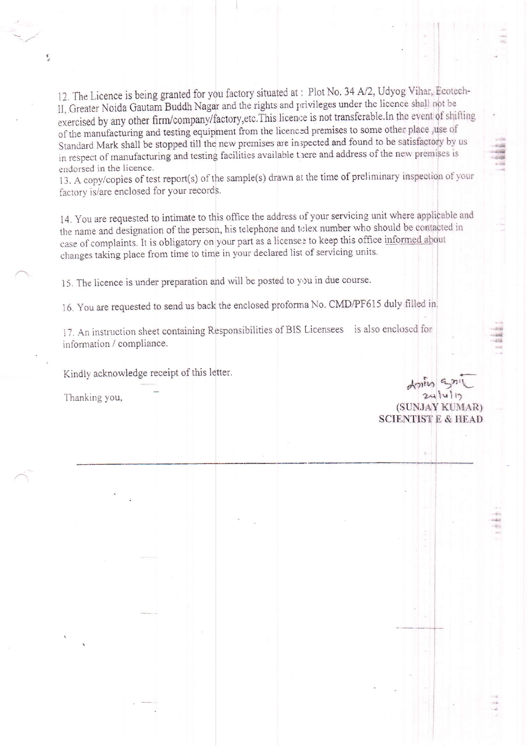12. The Licence is being granted for you factory situated at : Plot No. 34 A/2, Udyog Vihar, Ecotech-II, Greater Noida Gautam Buddh Nagar and the rights and privileges under the licence shall not be exercised by any other firm/company/factory,etc.This licence is not transferable.In the event of shifting of the manufacturing and testing equipment from the licenced premises to some other place ,use of Standard Mark shall be stopped till the new premises are inspected and found to be satisfactory by us in respect of manufacturing and testing facilities available there and address of the new premises is endorsed in the licence.

13. A copy/copies of test report(s) of the sample(s) drawn at the time of preliminary inspection of your factory is/are enclosed for your records.

14. You are requested to intimate to this office the address of your servicing unit where applicable and the name and designation of the person, his telephone and telex number who should be contacted in case of complaints. It is obligatory on your part as a licensee to keep this office informed about changes taking place from time to time in your declared list of servicing units.

15. The licence is under preparation and will be posted to you in due course.

16. You are requested to send us back the enclosed proforma No. CMD/PF615 duly filled in.

17. An instruction sheet containing Responsibilities of BIS Licensees is also enclosed for information / compliance.

Kindly acknowledge receipt of this letter.

Thanking you,

24/4/17

**(SUNJAY KUMAR)**
**SCIENTIST E & HEAD**